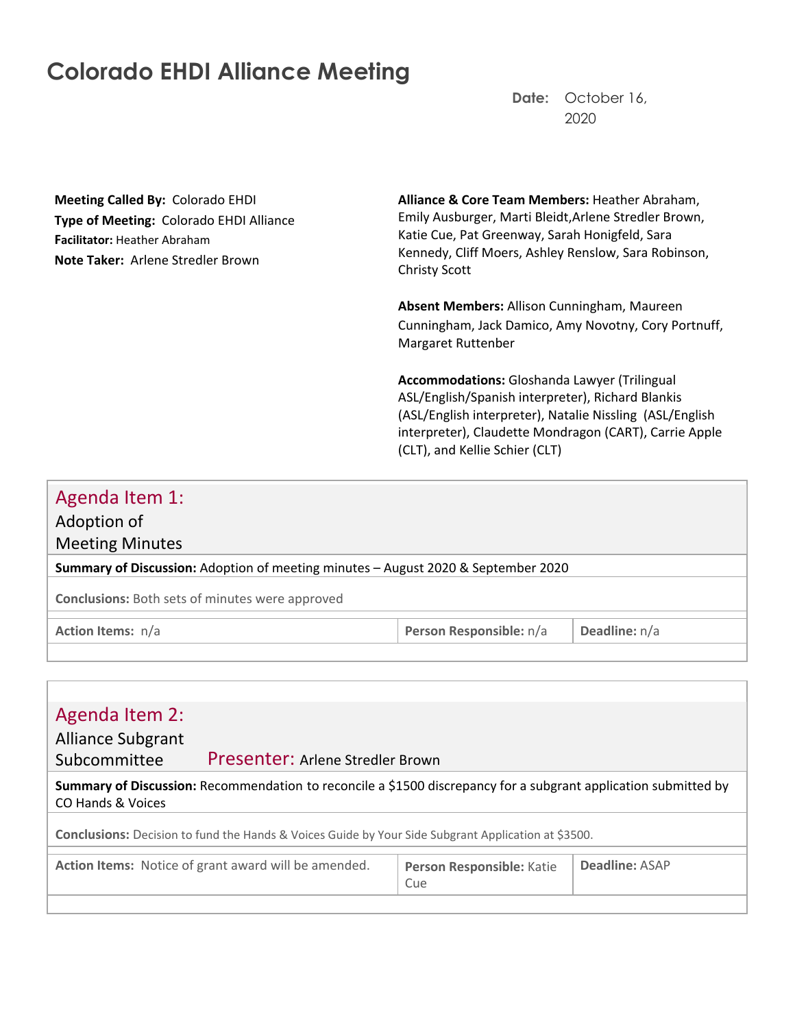# Colorado EHDI Alliance Meeting

**Date:** October 16, 2020

**Meeting Called By:** Colorado EHDI
**Type of Meeting:** Colorado EHDI Alliance
**Facilitator:** Heather Abraham
**Note Taker:** Arlene Stredler Brown

**Alliance & Core Team Members:** Heather Abraham, Emily Ausburger, Marti Bleidt, Arlene Stredler Brown, Katie Cue, Pat Greenway, Sarah Honigfeld, Sara Kennedy, Cliff Moers, Ashley Renslow, Sara Robinson, Christy Scott

**Absent Members:** Allison Cunningham, Maureen Cunningham, Jack Damico, Amy Novotny, Cory Portnuff, Margaret Ruttenber

**Accommodations:** Gloshanda Lawyer (Trilingual ASL/English/Spanish interpreter), Richard Blankis (ASL/English interpreter), Natalie Nissling (ASL/English interpreter), Claudette Mondragon (CART), Carrie Apple (CLT), and Kellie Schier (CLT)

## Agenda Item 1: Adoption of Meeting Minutes

**Summary of Discussion:** Adoption of meeting minutes – August 2020 & September 2020

**Conclusions:** Both sets of minutes were approved

| Action Items: n/a | Person Responsible: n/a | Deadline: n/a |
|---|---|---|

## Agenda Item 2: Alliance Subgrant Subcommittee

**Presenter:** Arlene Stredler Brown

**Summary of Discussion:** Recommendation to reconcile a $1500 discrepancy for a subgrant application submitted by CO Hands & Voices

**Conclusions:** Decision to fund the Hands & Voices Guide by Your Side Subgrant Application at $3500.

| Action Items: Notice of grant award will be amended. | Person Responsible: Katie Cue | Deadline: ASAP |
|---|---|---|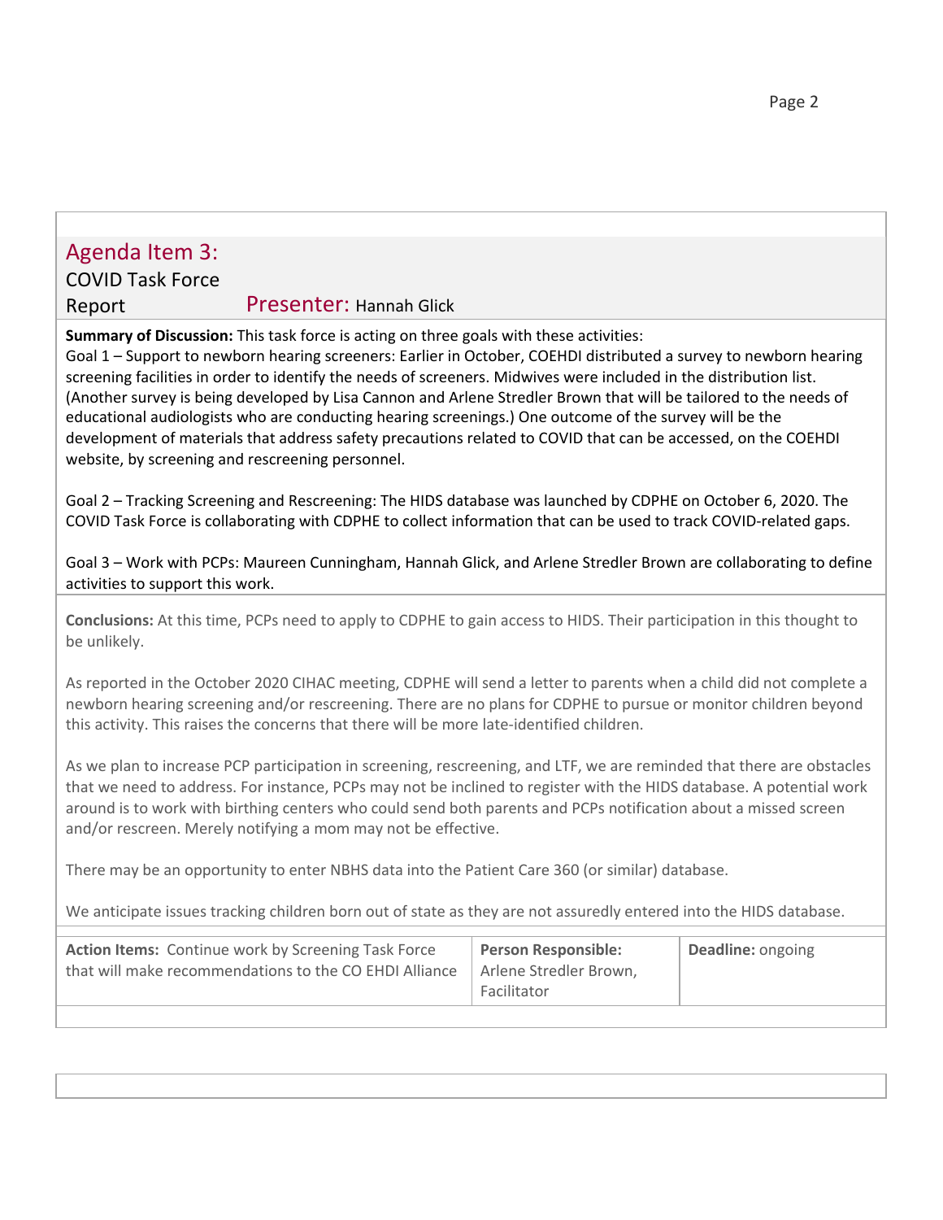## Agenda Item 3:

COVID Task Force Report **Presenter:** Hannah Glick

**Summary of Discussion:** This task force is acting on three goals with these activities:
Goal 1 – Support to newborn hearing screeners: Earlier in October, COEHDI distributed a survey to newborn hearing screening facilities in order to identify the needs of screeners. Midwives were included in the distribution list. (Another survey is being developed by Lisa Cannon and Arlene Stredler Brown that will be tailored to the needs of educational audiologists who are conducting hearing screenings.) One outcome of the survey will be the development of materials that address safety precautions related to COVID that can be accessed, on the COEHDI website, by screening and rescreening personnel.

Goal 2 – Tracking Screening and Rescreening: The HIDS database was launched by CDPHE on October 6, 2020. The COVID Task Force is collaborating with CDPHE to collect information that can be used to track COVID-related gaps.

Goal 3 – Work with PCPs: Maureen Cunningham, Hannah Glick, and Arlene Stredler Brown are collaborating to define activities to support this work.

**Conclusions:** At this time, PCPs need to apply to CDPHE to gain access to HIDS. Their participation in this thought to be unlikely.

As reported in the October 2020 CIHAC meeting, CDPHE will send a letter to parents when a child did not complete a newborn hearing screening and/or rescreening. There are no plans for CDPHE to pursue or monitor children beyond this activity. This raises the concerns that there will be more late-identified children.

As we plan to increase PCP participation in screening, rescreening, and LTF, we are reminded that there are obstacles that we need to address. For instance, PCPs may not be inclined to register with the HIDS database. A potential work around is to work with birthing centers who could send both parents and PCPs notification about a missed screen and/or rescreen. Merely notifying a mom may not be effective.

There may be an opportunity to enter NBHS data into the Patient Care 360 (or similar) database.

We anticipate issues tracking children born out of state as they are not assuredly entered into the HIDS database.

| **Action Items:** Continue work by Screening Task Force that will make recommendations to the CO EHDI Alliance | **Person Responsible:** Arlene Stredler Brown, Facilitator | **Deadline:** ongoing |
|---|---|---|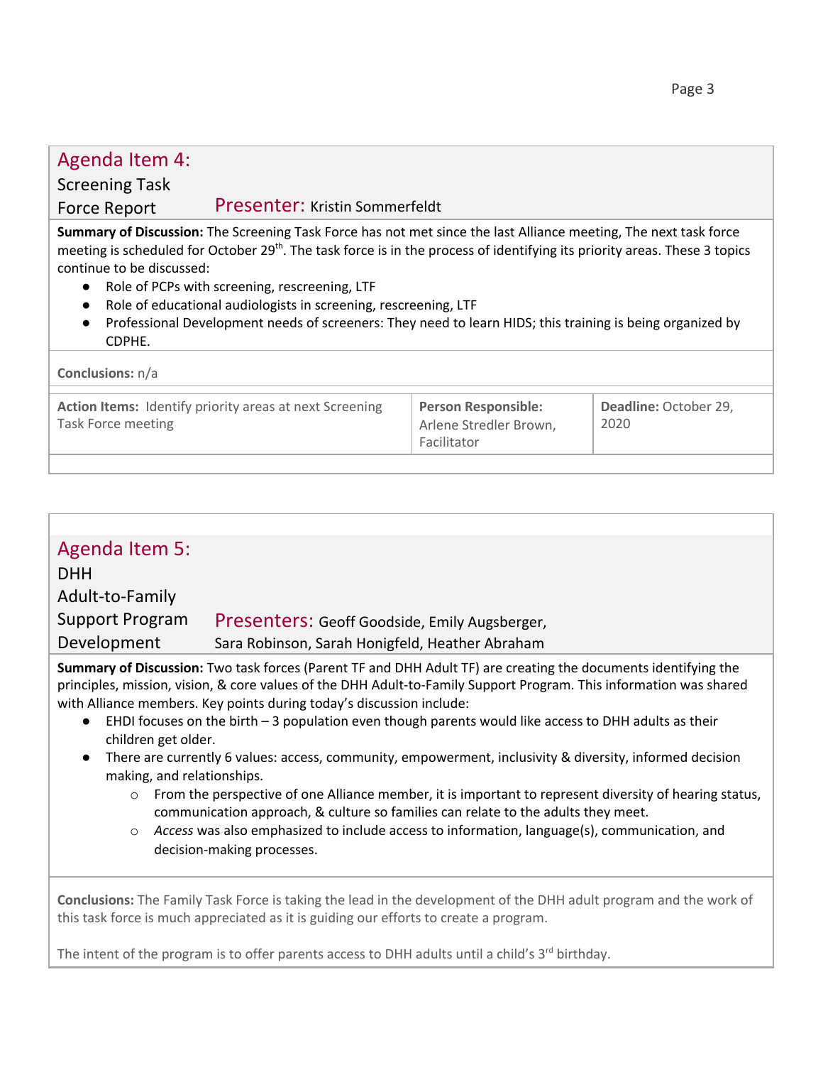## Agenda Item 4:

Screening Task Force Report — **Presenter:** Kristin Sommerfeldt

**Summary of Discussion:** The Screening Task Force has not met since the last Alliance meeting, The next task force meeting is scheduled for October 29th. The task force is in the process of identifying its priority areas. These 3 topics continue to be discussed:

- Role of PCPs with screening, rescreening, LTF
- Role of educational audiologists in screening, rescreening, LTF
- Professional Development needs of screeners: They need to learn HIDS; this training is being organized by CDPHE.

**Conclusions:** n/a

| **Action Items:** Identify priority areas at next Screening Task Force meeting | **Person Responsible:** Arlene Stredler Brown, Facilitator | **Deadline:** October 29, 2020 |
|---|---|---|

## Agenda Item 5:

DHH Adult-to-Family Support Program Development — **Presenters:** Geoff Goodside, Emily Augsberger, Sara Robinson, Sarah Honigfeld, Heather Abraham

**Summary of Discussion:** Two task forces (Parent TF and DHH Adult TF) are creating the documents identifying the principles, mission, vision, & core values of the DHH Adult-to-Family Support Program. This information was shared with Alliance members. Key points during today's discussion include:

- EHDI focuses on the birth – 3 population even though parents would like access to DHH adults as their children get older.
- There are currently 6 values: access, community, empowerment, inclusivity & diversity, informed decision making, and relationships.
  - From the perspective of one Alliance member, it is important to represent diversity of hearing status, communication approach, & culture so families can relate to the adults they meet.
  - *Access* was also emphasized to include access to information, language(s), communication, and decision-making processes.

**Conclusions:** The Family Task Force is taking the lead in the development of the DHH adult program and the work of this task force is much appreciated as it is guiding our efforts to create a program.

The intent of the program is to offer parents access to DHH adults until a child's 3rd birthday.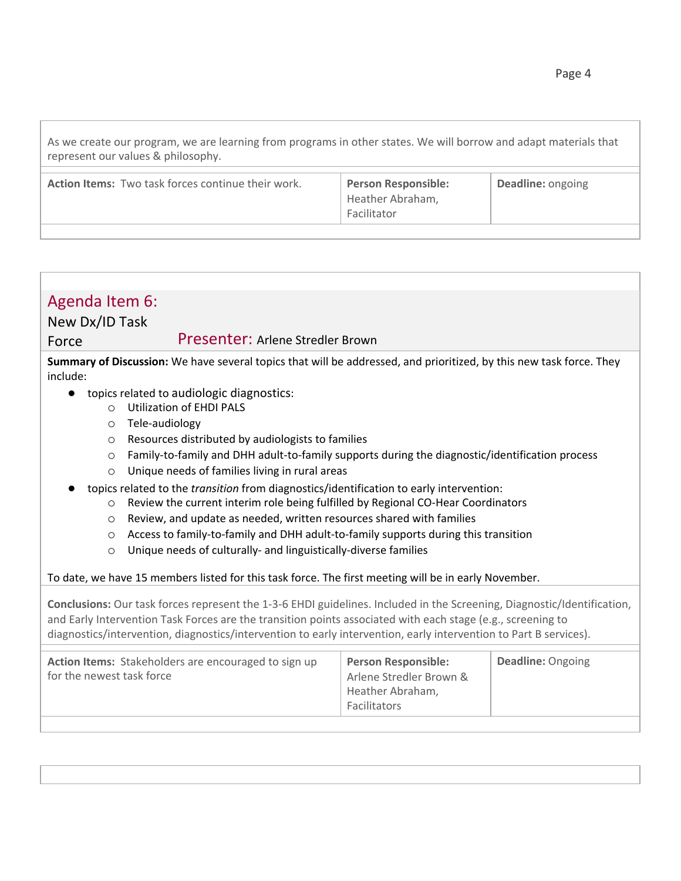As we create our program, we are learning from programs in other states. We will borrow and adapt materials that represent our values & philosophy.

| **Action Items:** Two task forces continue their work. | **Person Responsible:** Heather Abraham, Facilitator | **Deadline:** ongoing |
| --- | --- | --- |

## Agenda Item 6:

New Dx/ID Task Force **Presenter:** Arlene Stredler Brown

**Summary of Discussion:** We have several topics that will be addressed, and prioritized, by this new task force. They include:

- topics related to audiologic diagnostics:
  - Utilization of EHDI PALS
  - Tele-audiology
  - Resources distributed by audiologists to families
  - Family-to-family and DHH adult-to-family supports during the diagnostic/identification process
  - Unique needs of families living in rural areas
- topics related to the *transition* from diagnostics/identification to early intervention:
  - Review the current interim role being fulfilled by Regional CO-Hear Coordinators
  - Review, and update as needed, written resources shared with families
  - Access to family-to-family and DHH adult-to-family supports during this transition
  - Unique needs of culturally- and linguistically-diverse families

To date, we have 15 members listed for this task force. The first meeting will be in early November.

**Conclusions:** Our task forces represent the 1-3-6 EHDI guidelines. Included in the Screening, Diagnostic/Identification, and Early Intervention Task Forces are the transition points associated with each stage (e.g., screening to diagnostics/intervention, diagnostics/intervention to early intervention, early intervention to Part B services).

| **Action Items:** Stakeholders are encouraged to sign up for the newest task force | **Person Responsible:** Arlene Stredler Brown & Heather Abraham, Facilitators | **Deadline:** Ongoing |
| --- | --- | --- |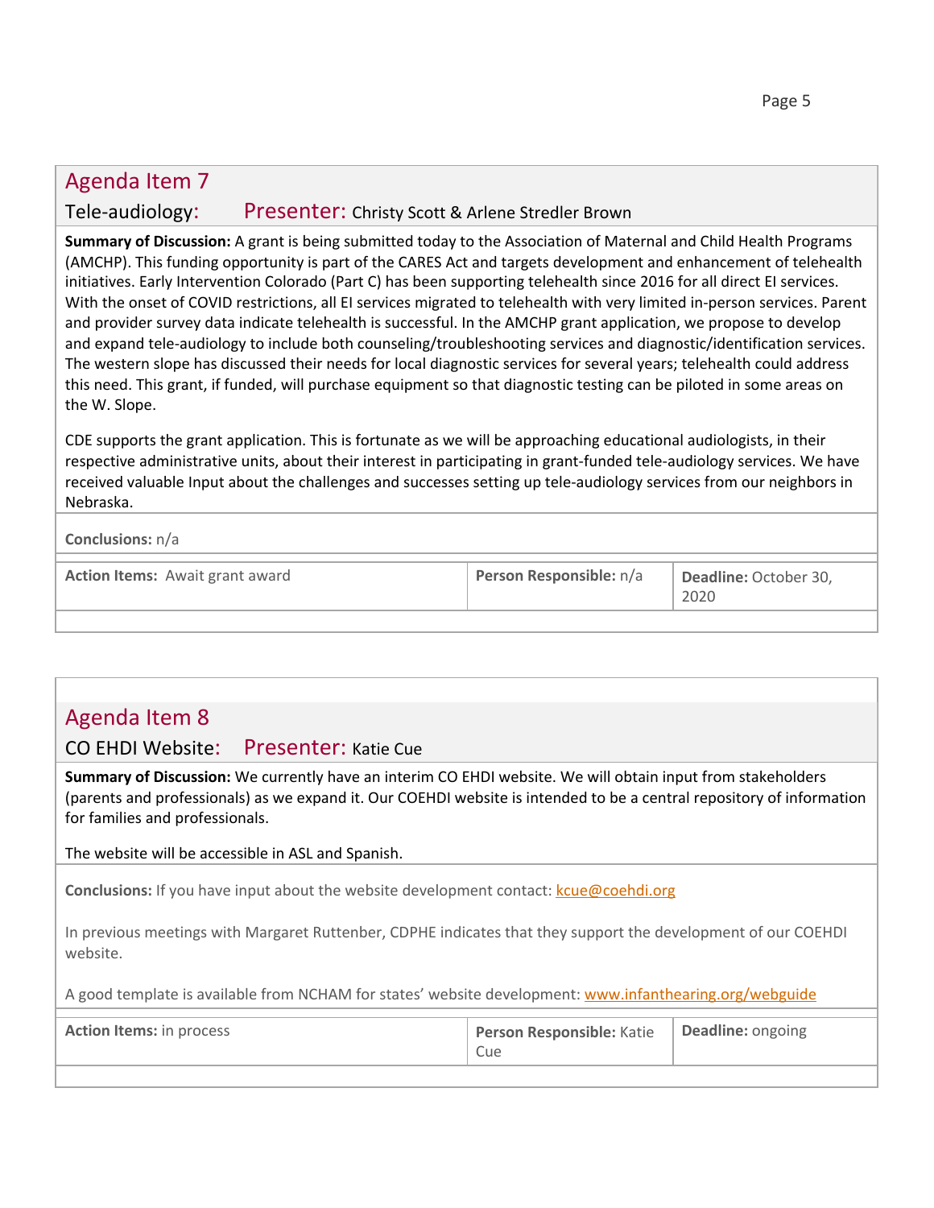## Agenda Item 7

Tele-audiology: Presenter: Christy Scott & Arlene Stredler Brown

**Summary of Discussion:** A grant is being submitted today to the Association of Maternal and Child Health Programs (AMCHP). This funding opportunity is part of the CARES Act and targets development and enhancement of telehealth initiatives. Early Intervention Colorado (Part C) has been supporting telehealth since 2016 for all direct EI services. With the onset of COVID restrictions, all EI services migrated to telehealth with very limited in-person services. Parent and provider survey data indicate telehealth is successful. In the AMCHP grant application, we propose to develop and expand tele-audiology to include both counseling/troubleshooting services and diagnostic/identification services. The western slope has discussed their needs for local diagnostic services for several years; telehealth could address this need. This grant, if funded, will purchase equipment so that diagnostic testing can be piloted in some areas on the W. Slope.

CDE supports the grant application. This is fortunate as we will be approaching educational audiologists, in their respective administrative units, about their interest in participating in grant-funded tele-audiology services. We have received valuable Input about the challenges and successes setting up tele-audiology services from our neighbors in Nebraska.

**Conclusions:** n/a

| **Action Items:** Await grant award | **Person Responsible:** n/a | **Deadline:** October 30, 2020 |
|---|---|---|

## Agenda Item 8

CO EHDI Website: Presenter: Katie Cue

**Summary of Discussion:** We currently have an interim CO EHDI website. We will obtain input from stakeholders (parents and professionals) as we expand it. Our COEHDI website is intended to be a central repository of information for families and professionals.

The website will be accessible in ASL and Spanish.

**Conclusions:** If you have input about the website development contact: kcue@coehdi.org

In previous meetings with Margaret Ruttenber, CDPHE indicates that they support the development of our COEHDI website.

A good template is available from NCHAM for states' website development: www.infanthearing.org/webguide

| **Action Items:** in process | **Person Responsible:** Katie Cue | **Deadline:** ongoing |
|---|---|---|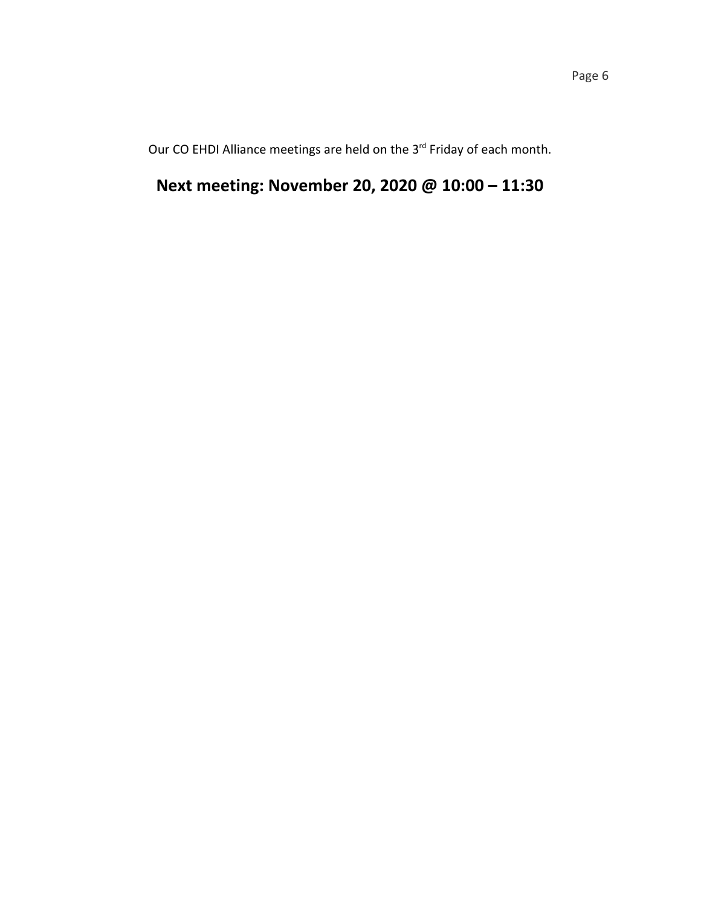Our CO EHDI Alliance meetings are held on the 3rd Friday of each month.

## **Next meeting: November 20, 2020 @ 10:00 – 11:30**